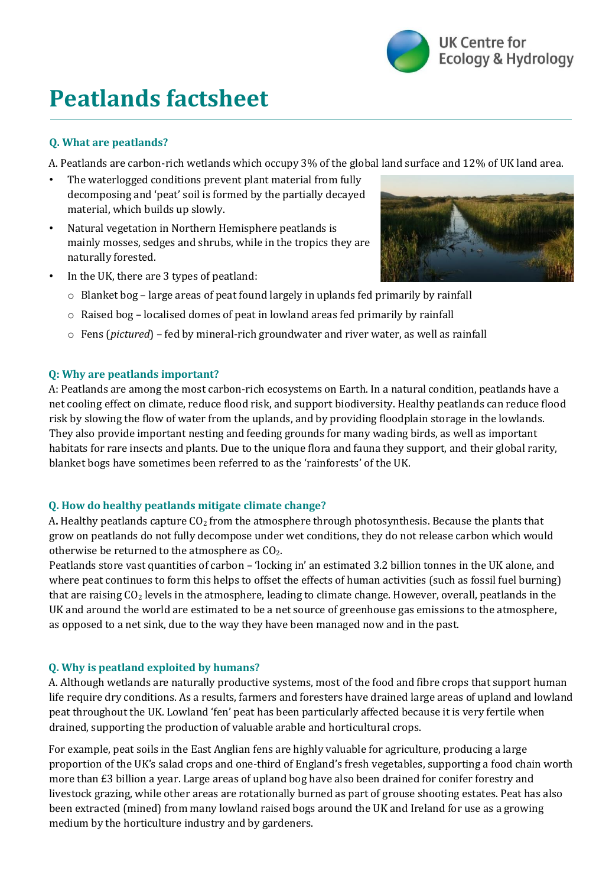# Peatlands factsheet

### Q. What are peatlands?

A. Peatlands are carbon-rich wetlands which occupy 3% of the global land surface and 12% of UK land area.

- The waterlogged conditions prevent plant material from fully decomposing and 'peat' soil is formed by the partially decayed material, which builds up slowly.
- Natural vegetation in Northern Hemisphere peatlands is mainly mosses, sedges and shrubs, while in the tropics they are naturally forested.
- In the UK, there are 3 types of peatland:
  - Blanket bog – large areas of peat found largely in uplands fed primarily by rainfall
  - Raised bog – localised domes of peat in lowland areas fed primarily by rainfall
  - Fens (*pictured*) – fed by mineral-rich groundwater and river water, as well as rainfall

### Q: Why are peatlands important?

A: Peatlands are among the most carbon-rich ecosystems on Earth. In a natural condition, peatlands have a net cooling effect on climate, reduce flood risk, and support biodiversity. Healthy peatlands can reduce flood risk by slowing the flow of water from the uplands, and by providing floodplain storage in the lowlands. They also provide important nesting and feeding grounds for many wading birds, as well as important habitats for rare insects and plants. Due to the unique flora and fauna they support, and their global rarity, blanket bogs have sometimes been referred to as the 'rainforests' of the UK.

### Q. How do healthy peatlands mitigate climate change?

A**.** Healthy peatlands capture $CO_2$ from the atmosphere through photosynthesis. Because the plants that grow on peatlands do not fully decompose under wet conditions, they do not release carbon which would otherwise be returned to the atmosphere as $CO_2$.

Peatlands store vast quantities of carbon – 'locking in' an estimated 3.2 billion tonnes in the UK alone, and where peat continues to form this helps to offset the effects of human activities (such as fossil fuel burning) that are raising $CO_2$ levels in the atmosphere, leading to climate change. However, overall, peatlands in the UK and around the world are estimated to be a net source of greenhouse gas emissions to the atmosphere, as opposed to a net sink, due to the way they have been managed now and in the past.

### Q. Why is peatland exploited by humans?

A. Although wetlands are naturally productive systems, most of the food and fibre crops that support human life require dry conditions. As a results, farmers and foresters have drained large areas of upland and lowland peat throughout the UK. Lowland 'fen' peat has been particularly affected because it is very fertile when drained, supporting the production of valuable arable and horticultural crops.

For example, peat soils in the East Anglian fens are highly valuable for agriculture, producing a large proportion of the UK's salad crops and one-third of England's fresh vegetables, supporting a food chain worth more than £3 billion a year. Large areas of upland bog have also been drained for conifer forestry and livestock grazing, while other areas are rotationally burned as part of grouse shooting estates. Peat has also been extracted (mined) from many lowland raised bogs around the UK and Ireland for use as a growing medium by the horticulture industry and by gardeners.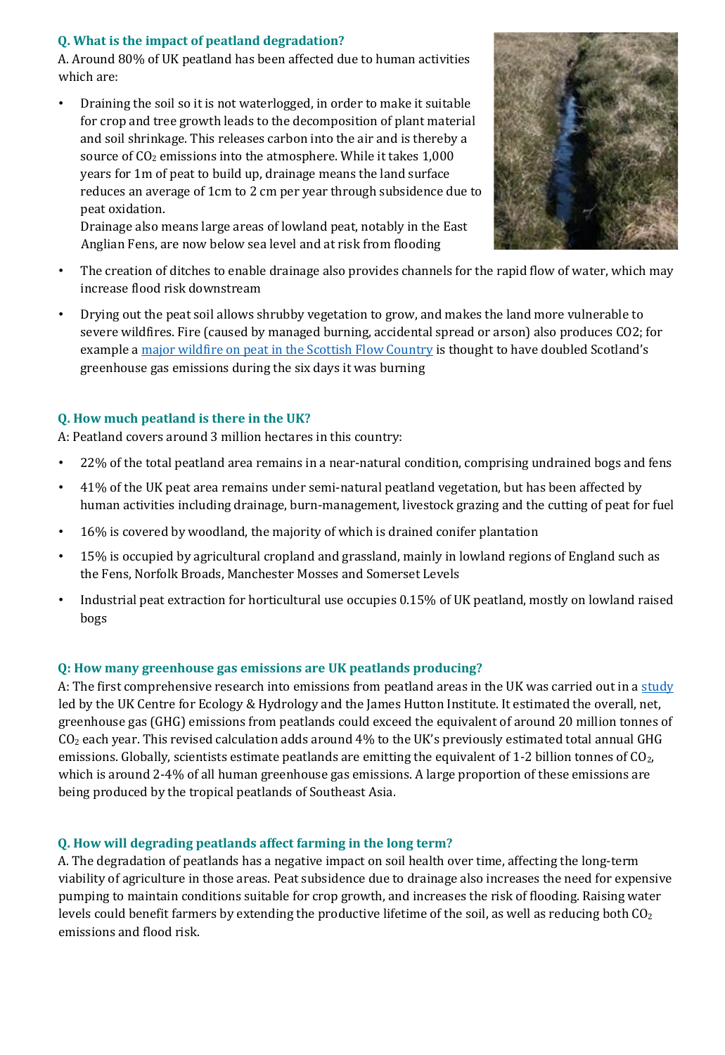### Q. What is the impact of peatland degradation?

A. Around 80% of UK peatland has been affected due to human activities which are:

- Draining the soil so it is not waterlogged, in order to make it suitable for crop and tree growth leads to the decomposition of plant material and soil shrinkage. This releases carbon into the air and is thereby a source of $CO_2$ emissions into the atmosphere. While it takes 1,000 years for 1m of peat to build up, drainage means the land surface reduces an average of 1cm to 2 cm per year through subsidence due to peat oxidation.
  Drainage also means large areas of lowland peat, notably in the East Anglian Fens, are now below sea level and at risk from flooding
- The creation of ditches to enable drainage also provides channels for the rapid flow of water, which may increase flood risk downstream
- Drying out the peat soil allows shrubby vegetation to grow, and makes the land more vulnerable to severe wildfires. Fire (caused by managed burning, accidental spread or arson) also produces $CO_2$; for example a major wildfire on peat in the Scottish Flow Country is thought to have doubled Scotland's greenhouse gas emissions during the six days it was burning

### Q. How much peatland is there in the UK?

A: Peatland covers around 3 million hectares in this country:

- 22% of the total peatland area remains in a near-natural condition, comprising undrained bogs and fens
- 41% of the UK peat area remains under semi-natural peatland vegetation, but has been affected by human activities including drainage, burn-management, livestock grazing and the cutting of peat for fuel
- 16% is covered by woodland, the majority of which is drained conifer plantation
- 15% is occupied by agricultural cropland and grassland, mainly in lowland regions of England such as the Fens, Norfolk Broads, Manchester Mosses and Somerset Levels
- Industrial peat extraction for horticultural use occupies 0.15% of UK peatland, mostly on lowland raised bogs

### Q: How many greenhouse gas emissions are UK peatlands producing?

A: The first comprehensive research into emissions from peatland areas in the UK was carried out in a study led by the UK Centre for Ecology & Hydrology and the James Hutton Institute. It estimated the overall, net, greenhouse gas (GHG) emissions from peatlands could exceed the equivalent of around 20 million tonnes of $CO_2$ each year. This revised calculation adds around 4% to the UK's previously estimated total annual GHG emissions. Globally, scientists estimate peatlands are emitting the equivalent of 1-2 billion tonnes of $CO_2$, which is around 2-4% of all human greenhouse gas emissions. A large proportion of these emissions are being produced by the tropical peatlands of Southeast Asia.

### Q. How will degrading peatlands affect farming in the long term?

A. The degradation of peatlands has a negative impact on soil health over time, affecting the long-term viability of agriculture in those areas. Peat subsidence due to drainage also increases the need for expensive pumping to maintain conditions suitable for crop growth, and increases the risk of flooding. Raising water levels could benefit farmers by extending the productive lifetime of the soil, as well as reducing both $CO_2$ emissions and flood risk.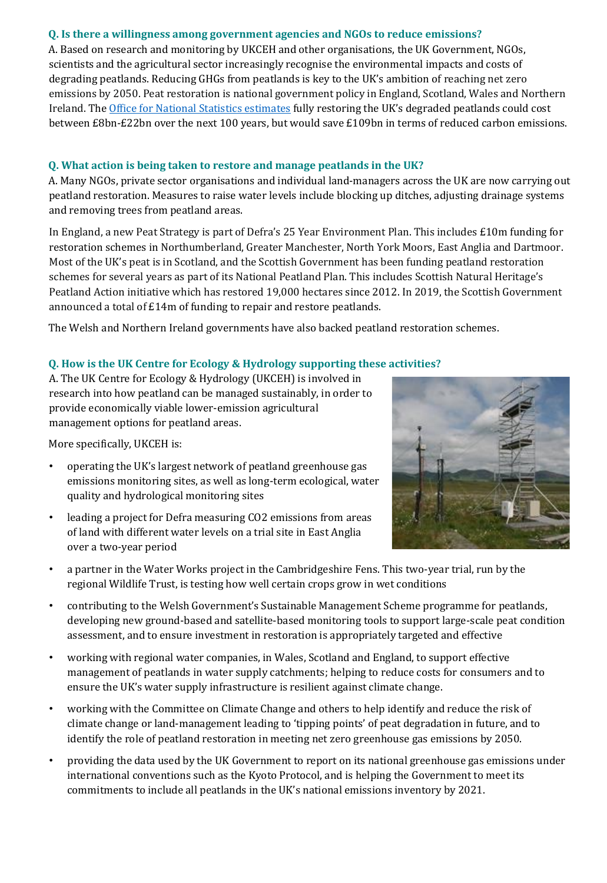**Q. Is there a willingness among government agencies and NGOs to reduce emissions?**

A. Based on research and monitoring by UKCEH and other organisations, the UK Government, NGOs, scientists and the agricultural sector increasingly recognise the environmental impacts and costs of degrading peatlands. Reducing GHGs from peatlands is key to the UK's ambition of reaching net zero emissions by 2050. Peat restoration is national government policy in England, Scotland, Wales and Northern Ireland. The Office for National Statistics estimates fully restoring the UK's degraded peatlands could cost between £8bn-£22bn over the next 100 years, but would save £109bn in terms of reduced carbon emissions.

**Q. What action is being taken to restore and manage peatlands in the UK?**

A. Many NGOs, private sector organisations and individual land-managers across the UK are now carrying out peatland restoration. Measures to raise water levels include blocking up ditches, adjusting drainage systems and removing trees from peatland areas.

In England, a new Peat Strategy is part of Defra's 25 Year Environment Plan. This includes £10m funding for restoration schemes in Northumberland, Greater Manchester, North York Moors, East Anglia and Dartmoor. Most of the UK's peat is in Scotland, and the Scottish Government has been funding peatland restoration schemes for several years as part of its National Peatland Plan. This includes Scottish Natural Heritage's Peatland Action initiative which has restored 19,000 hectares since 2012. In 2019, the Scottish Government announced a total of £14m of funding to repair and restore peatlands.

The Welsh and Northern Ireland governments have also backed peatland restoration schemes.

**Q. How is the UK Centre for Ecology & Hydrology supporting these activities?**

A. The UK Centre for Ecology & Hydrology (UKCEH) is involved in research into how peatland can be managed sustainably, in order to provide economically viable lower-emission agricultural management options for peatland areas.

More specifically, UKCEH is:

- operating the UK's largest network of peatland greenhouse gas emissions monitoring sites, as well as long-term ecological, water quality and hydrological monitoring sites
- leading a project for Defra measuring CO2 emissions from areas of land with different water levels on a trial site in East Anglia over a two-year period
- a partner in the Water Works project in the Cambridgeshire Fens. This two-year trial, run by the regional Wildlife Trust, is testing how well certain crops grow in wet conditions
- contributing to the Welsh Government's Sustainable Management Scheme programme for peatlands, developing new ground-based and satellite-based monitoring tools to support large-scale peat condition assessment, and to ensure investment in restoration is appropriately targeted and effective
- working with regional water companies, in Wales, Scotland and England, to support effective management of peatlands in water supply catchments; helping to reduce costs for consumers and to ensure the UK's water supply infrastructure is resilient against climate change.
- working with the Committee on Climate Change and others to help identify and reduce the risk of climate change or land-management leading to 'tipping points' of peat degradation in future, and to identify the role of peatland restoration in meeting net zero greenhouse gas emissions by 2050.
- providing the data used by the UK Government to report on its national greenhouse gas emissions under international conventions such as the Kyoto Protocol, and is helping the Government to meet its commitments to include all peatlands in the UK's national emissions inventory by 2021.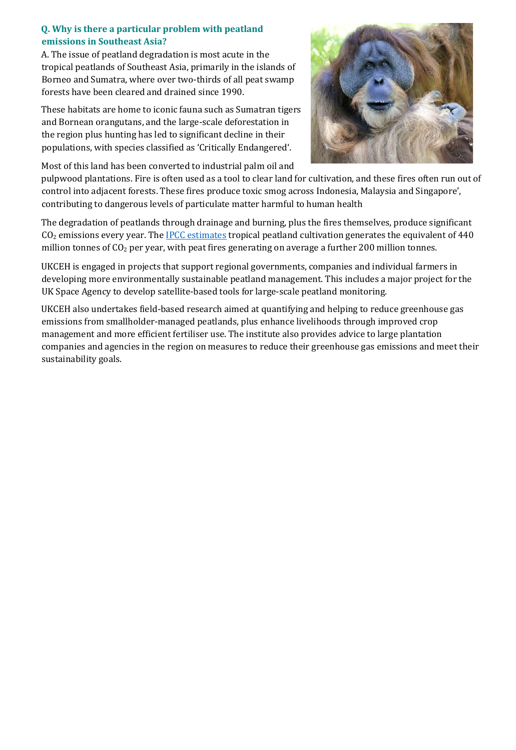**Q. Why is there a particular problem with peatland emissions in Southeast Asia?**

A. The issue of peatland degradation is most acute in the tropical peatlands of Southeast Asia, primarily in the islands of Borneo and Sumatra, where over two-thirds of all peat swamp forests have been cleared and drained since 1990.

These habitats are home to iconic fauna such as Sumatran tigers and Bornean orangutans, and the large-scale deforestation in the region plus hunting has led to significant decline in their populations, with species classified as 'Critically Endangered'.

Most of this land has been converted to industrial palm oil and pulpwood plantations. Fire is often used as a tool to clear land for cultivation, and these fires often run out of control into adjacent forests. These fires produce toxic smog across Indonesia, Malaysia and Singapore', contributing to dangerous levels of particulate matter harmful to human health

The degradation of peatlands through drainage and burning, plus the fires themselves, produce significant $CO_2$ emissions every year. The IPCC estimates tropical peatland cultivation generates the equivalent of 440 million tonnes of $CO_2$ per year, with peat fires generating on average a further 200 million tonnes.

UKCEH is engaged in projects that support regional governments, companies and individual farmers in developing more environmentally sustainable peatland management. This includes a major project for the UK Space Agency to develop satellite-based tools for large-scale peatland monitoring.

UKCEH also undertakes field-based research aimed at quantifying and helping to reduce greenhouse gas emissions from smallholder-managed peatlands, plus enhance livelihoods through improved crop management and more efficient fertiliser use. The institute also provides advice to large plantation companies and agencies in the region on measures to reduce their greenhouse gas emissions and meet their sustainability goals.